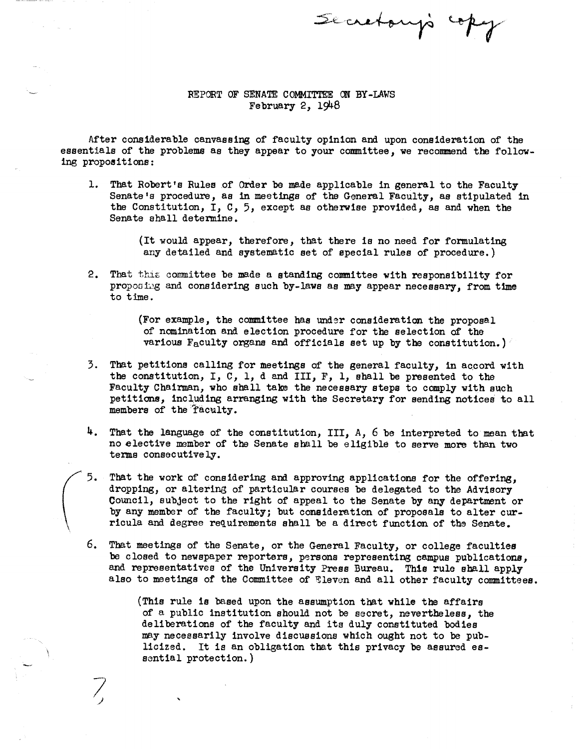Secretary's copy

# REPORT OF SENATE COMMITTEE ON BY-LAWS
February 2, 1948

After considerable canvassing of faculty opinion and upon consideration of the essentials of the problems as they appear to your committee, we recommend the following propositions:

1. That Robert's Rules of Order be made applicable in general to the Faculty Senate's procedure, as in meetings of the General Faculty, as stipulated in the Constitution, I, C, 5, except as otherwise provided, as and when the Senate shall determine.

   (It would appear, therefore, that there is no need for formulating any detailed and systematic set of special rules of procedure.)

2. That this committee be made a standing committee with responsibility for proposing and considering such by-laws as may appear necessary, from time to time.

   (For example, the committee has under consideration the proposal of nomination and election procedure for the selection of the various Faculty organs and officials set up by the constitution.)

3. That petitions calling for meetings of the general faculty, in accord with the constitution, I, C, 1, d and III, F, 1, shall be presented to the Faculty Chairman, who shall take the necessary steps to comply with such petitions, including arranging with the Secretary for sending notices to all members of the faculty.

4. That the language of the constitution, III, A, 6 be interpreted to mean that no elective member of the Senate shall be eligible to serve more than two terms consecutively.

5. That the work of considering and approving applications for the offering, dropping, or altering of particular courses be delegated to the Advisory Council, subject to the right of appeal to the Senate by any department or by any member of the faculty; but consideration of proposals to alter curricula and degree requirements shall be a direct function of the Senate.

6. That meetings of the Senate, or the General Faculty, or college faculties be closed to newspaper reporters, persons representing campus publications, and representatives of the University Press Bureau. This rule shall apply also to meetings of the Committee of Eleven and all other faculty committees.

   (This rule is based upon the assumption that while the affairs of a public institution should not be secret, nevertheless, the deliberations of the faculty and its duly constituted bodies may necessarily involve discussions which ought not to be publicized. It is an obligation that this privacy be assured essential protection.)

7.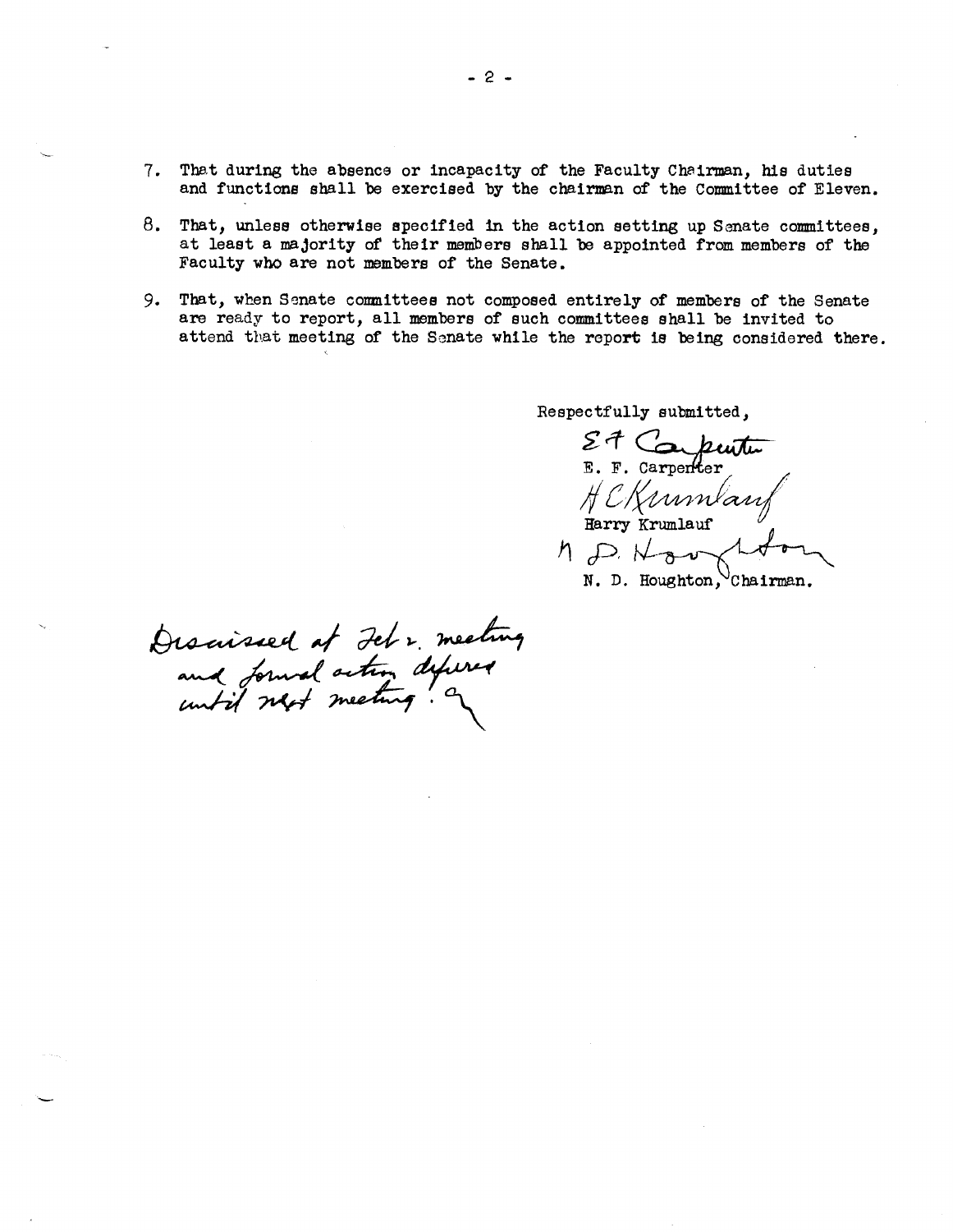7. That during the absence or incapacity of the Faculty Chairman, his duties and functions shall be exercised by the chairman of the Committee of Eleven.

8. That, unless otherwise specified in the action setting up Senate committees, at least a majority of their members shall be appointed from members of the Faculty who are not members of the Senate.

9. That, when Senate committees not composed entirely of members of the Senate are ready to report, all members of such committees shall be invited to attend that meeting of the Senate while the report is being considered there.

Respectfully submitted,

E F Carpenter
E. F. Carpenter

H C Krumlauf
Harry Krumlauf

N D Houghton
N. D. Houghton, Chairman.

Discussed at Feb 2. meeting and formal action deferred until next meeting. a